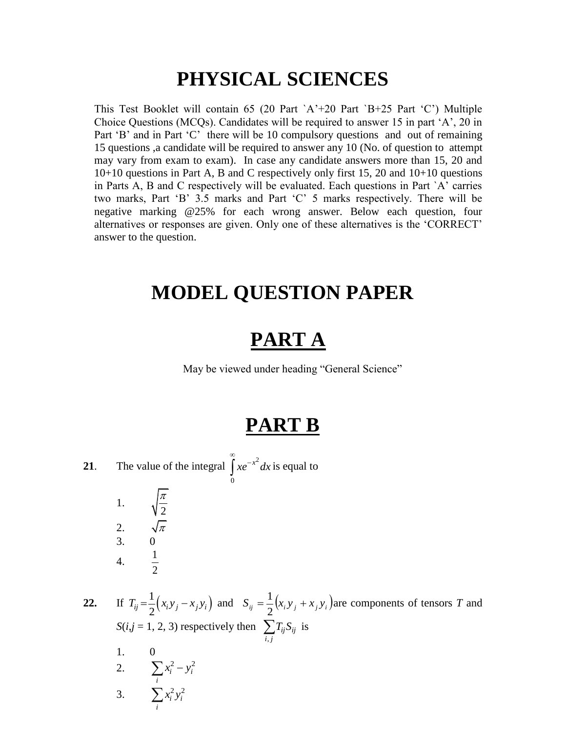# PHYSICAL SCIENCES

This Test Booklet will contain 65 (20 Part `A'+20 Part `B+25 Part 'C') Multiple Choice Questions (MCQs). Candidates will be required to answer 15 in part 'A', 20 in Part 'B' and in Part 'C' there will be 10 compulsory questions and out of remaining 15 questions ,a candidate will be required to answer any 10 (No. of question to attempt may vary from exam to exam). In case any candidate answers more than 15, 20 and 10+10 questions in Part A, B and C respectively only first 15, 20 and 10+10 questions in Parts A, B and C respectively will be evaluated. Each questions in Part `A' carries two marks, Part 'B' 3.5 marks and Part 'C' 5 marks respectively. There will be negative marking @25% for each wrong answer. Below each question, four alternatives or responses are given. Only one of these alternatives is the 'CORRECT' answer to the question.

# MODEL QUESTION PAPER

## PART A

May be viewed under heading "General Science"

## PART B

**21**. The value of the integral $\int_0^\infty xe^{-x^2}dx$ is equal to

1. $\sqrt{\frac{\pi}{2}}$
2. $\sqrt{\pi}$
3. $0$
4. $\frac{1}{2}$

**22.** If $T_{ij} = \frac{1}{2}\left(x_i y_j - x_j y_i\right)$ and $S_{ij} = \frac{1}{2}\left(x_i y_j + x_j y_i\right)$ are components of tensors $T$ and $S$ $(i,j = 1, 2, 3)$ respectively then $\sum_{i,j} T_{ij} S_{ij}$ is

1. $0$
2. $\sum_i x_i^2 - y_i^2$
3. $\sum_i x_i^2 y_i^2$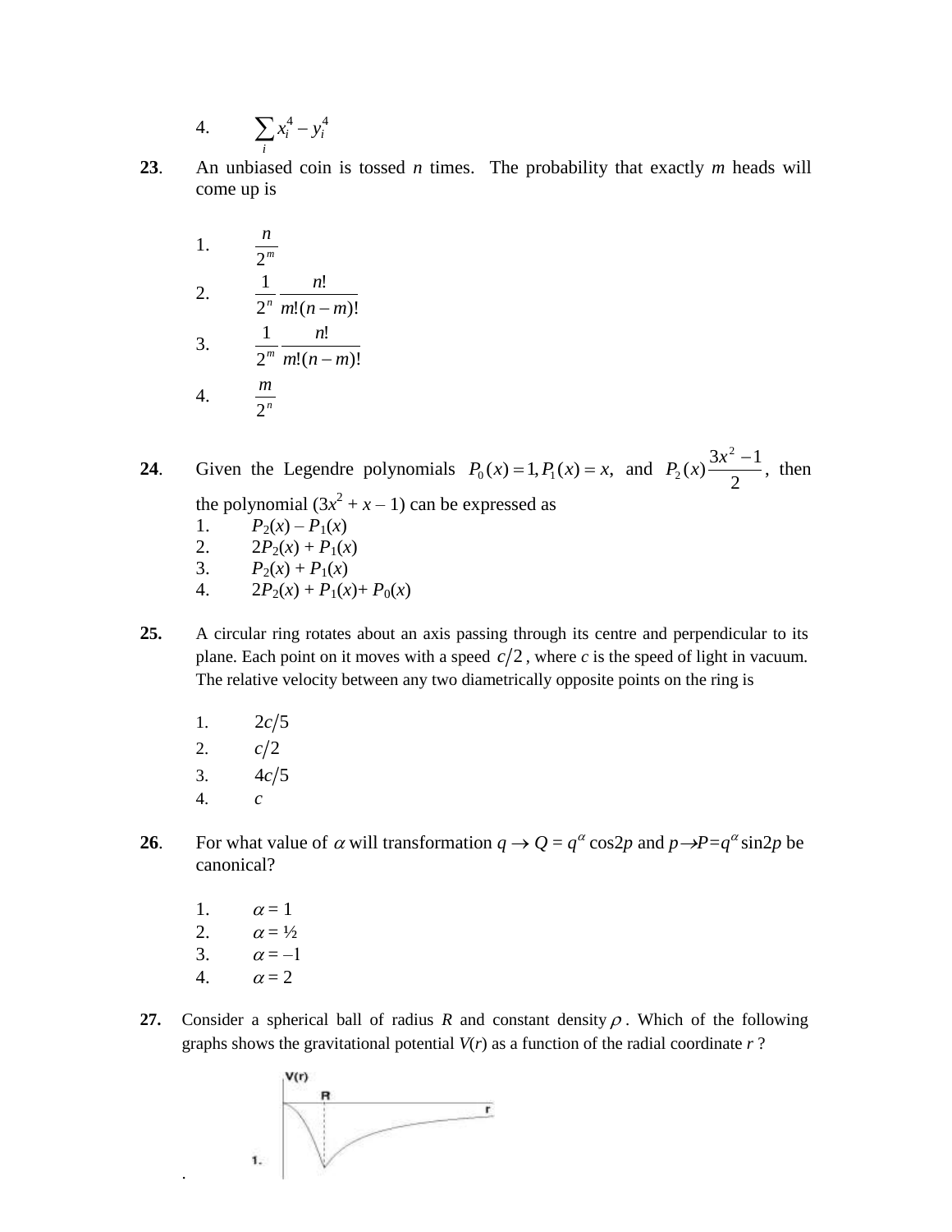4. $\sum_i x_i^4 - y_i^4$

**23**. An unbiased coin is tossed $n$ times. The probability that exactly $m$ heads will come up is

1. $\frac{n}{2^m}$
2. $\frac{1}{2^n}\frac{n!}{m!(n-m)!}$
3. $\frac{1}{2^m}\frac{n!}{m!(n-m)!}$
4. $\frac{m}{2^n}$

**24**. Given the Legendre polynomials $P_0(x) = 1, P_1(x) = x,$ and $P_2(x)\frac{3x^2 - 1}{2}$, then the polynomial $(3x^2 + x - 1)$ can be expressed as

1. $P_2(x) - P_1(x)$
2. $2P_2(x) + P_1(x)$
3. $P_2(x) + P_1(x)$
4. $2P_2(x) + P_1(x) + P_0(x)$

**25.** A circular ring rotates about an axis passing through its centre and perpendicular to its plane. Each point on it moves with a speed $c/2$, where $c$ is the speed of light in vacuum. The relative velocity between any two diametrically opposite points on the ring is

1. $2c/5$
2. $c/2$
3. $4c/5$
4. $c$

**26**. For what value of $\alpha$ will transformation $q \to Q = q^\alpha \cos 2p$ and $p \to P = q^\alpha \sin 2p$ be canonical?

1. $\alpha = 1$
2. $\alpha = ½$
3. $\alpha = -1$
4. $\alpha = 2$

**27.** Consider a spherical ball of radius $R$ and constant density $\rho$. Which of the following graphs shows the gravitational potential $V(r)$ as a function of the radial coordinate $r$ ?

1.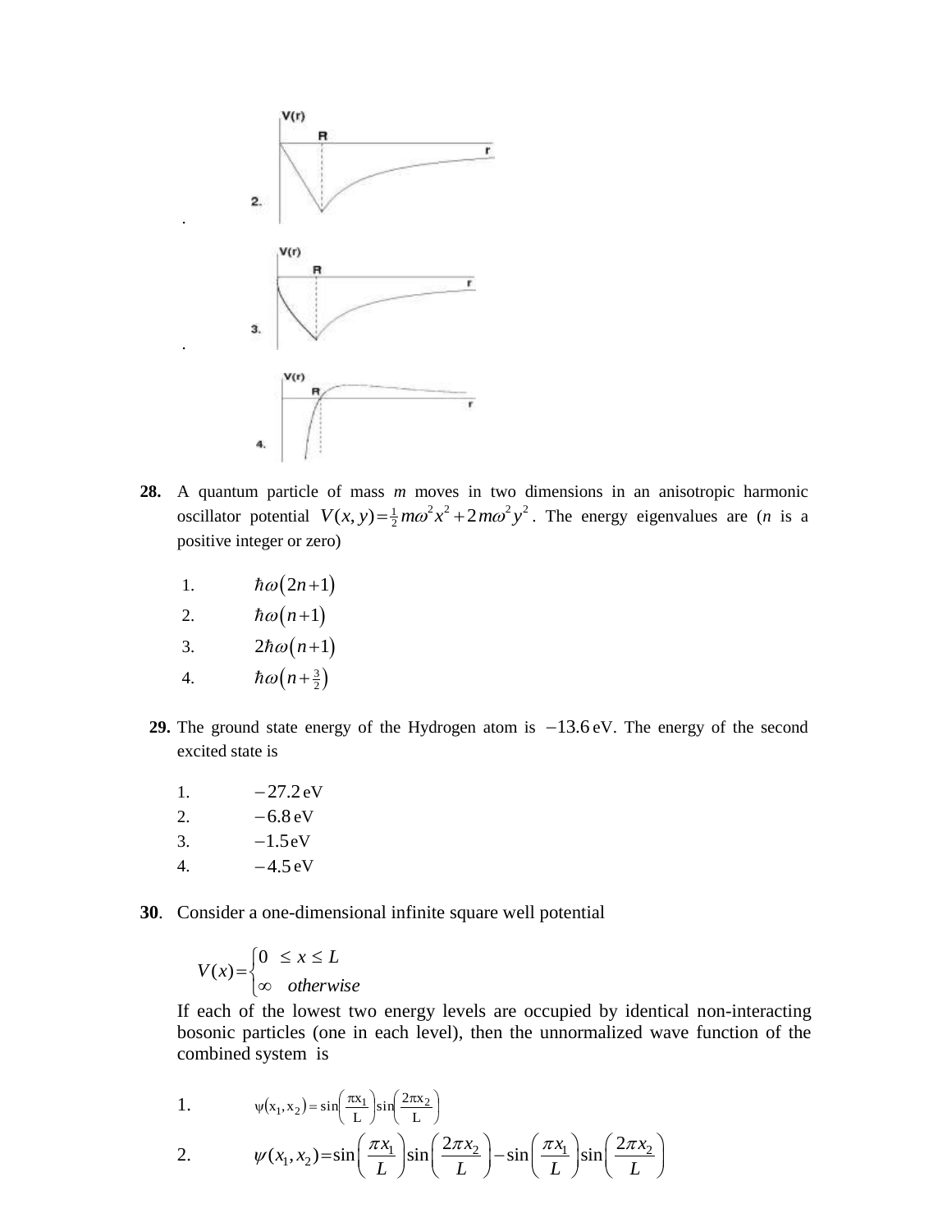2.

.

3.

.

4.

**28.** A quantum particle of mass $m$ moves in two dimensions in an anisotropic harmonic oscillator potential $V(x,y) = \frac{1}{2}m\omega^2 x^2 + 2m\omega^2 y^2$. The energy eigenvalues are ($n$ is a positive integer or zero)

1. $\hbar\omega(2n+1)$
2. $\hbar\omega(n+1)$
3. $2\hbar\omega(n+1)$
4. $\hbar\omega\left(n+\frac{3}{2}\right)$

**29.** The ground state energy of the Hydrogen atom is $-13.6$ eV. The energy of the second excited state is

1. $-27.2$ eV
2. $-6.8$ eV
3. $-1.5$ eV
4. $-4.5$ eV

**30.** Consider a one-dimensional infinite square well potential

$$V(x) = \begin{cases} 0 & \leq x \leq L \\ \infty & otherwise \end{cases}$$

If each of the lowest two energy levels are occupied by identical non-interacting bosonic particles (one in each level), then the unnormalized wave function of the combined system is

1. $\psi(x_1, x_2) = \sin\left(\frac{\pi x_1}{L}\right)\sin\left(\frac{2\pi x_2}{L}\right)$
2. $\psi(x_1, x_2) = \sin\left(\frac{\pi x_1}{L}\right)\sin\left(\frac{2\pi x_2}{L}\right) - \sin\left(\frac{\pi x_1}{L}\right)\sin\left(\frac{2\pi x_2}{L}\right)$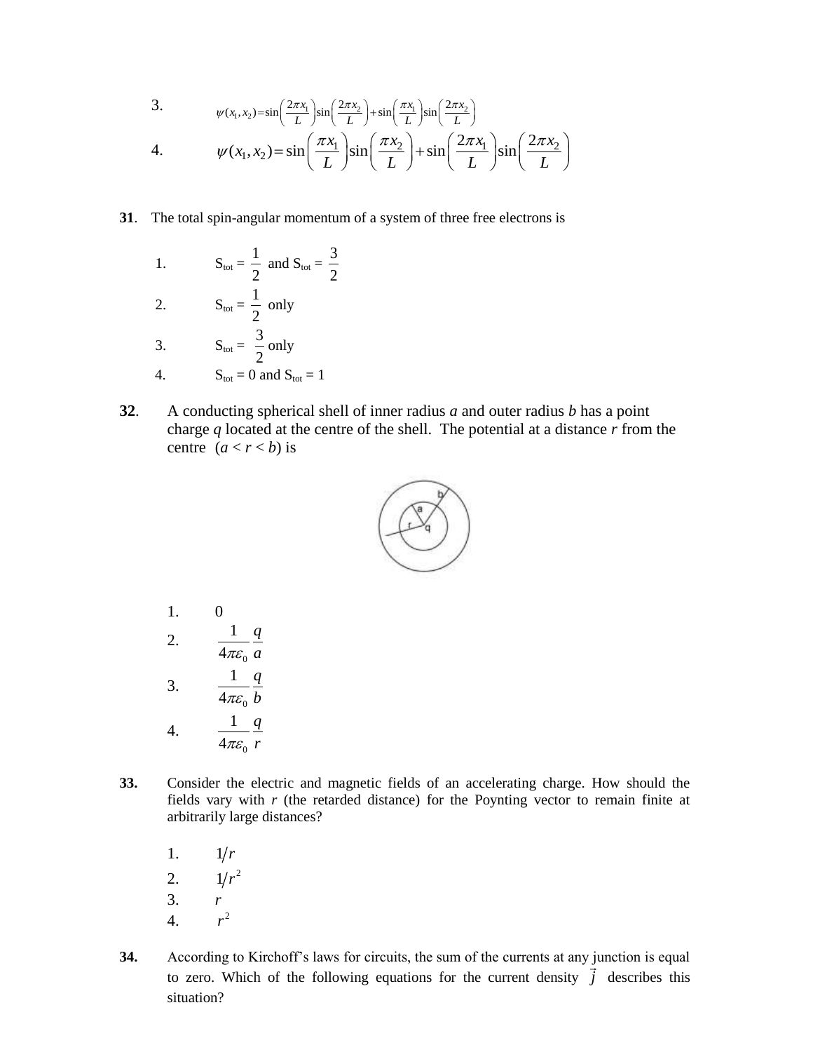3. $\psi(x_1, x_2) = \sin\left(\frac{2\pi x_1}{L}\right)\sin\left(\frac{2\pi x_2}{L}\right) + \sin\left(\frac{\pi x_1}{L}\right)\sin\left(\frac{2\pi x_2}{L}\right)$

4. $\psi(x_1, x_2) = \sin\left(\frac{\pi x_1}{L}\right)\sin\left(\frac{\pi x_2}{L}\right) + \sin\left(\frac{2\pi x_1}{L}\right)\sin\left(\frac{2\pi x_2}{L}\right)$

**31**. The total spin-angular momentum of a system of three free electrons is

1. $S_{tot} = \frac{1}{2}$ and $S_{tot} = \frac{3}{2}$
2. $S_{tot} = \frac{1}{2}$ only
3. $S_{tot} = \frac{3}{2}$ only
4. $S_{tot} = 0$ and $S_{tot} = 1$

**32**. A conducting spherical shell of inner radius *a* and outer radius *b* has a point charge *q* located at the centre of the shell. The potential at a distance *r* from the centre $(a < r < b)$ is

1. 0
2. $\frac{1}{4\pi\varepsilon_0}\frac{q}{a}$
3. $\frac{1}{4\pi\varepsilon_0}\frac{q}{b}$
4. $\frac{1}{4\pi\varepsilon_0}\frac{q}{r}$

**33.** Consider the electric and magnetic fields of an accelerating charge. How should the fields vary with *r* (the retarded distance) for the Poynting vector to remain finite at arbitrarily large distances?

1. $1/r$
2. $1/r^2$
3. $r$
4. $r^2$

**34.** According to Kirchoff's laws for circuits, the sum of the currents at any junction is equal to zero. Which of the following equations for the current density $\vec{j}$ describes this situation?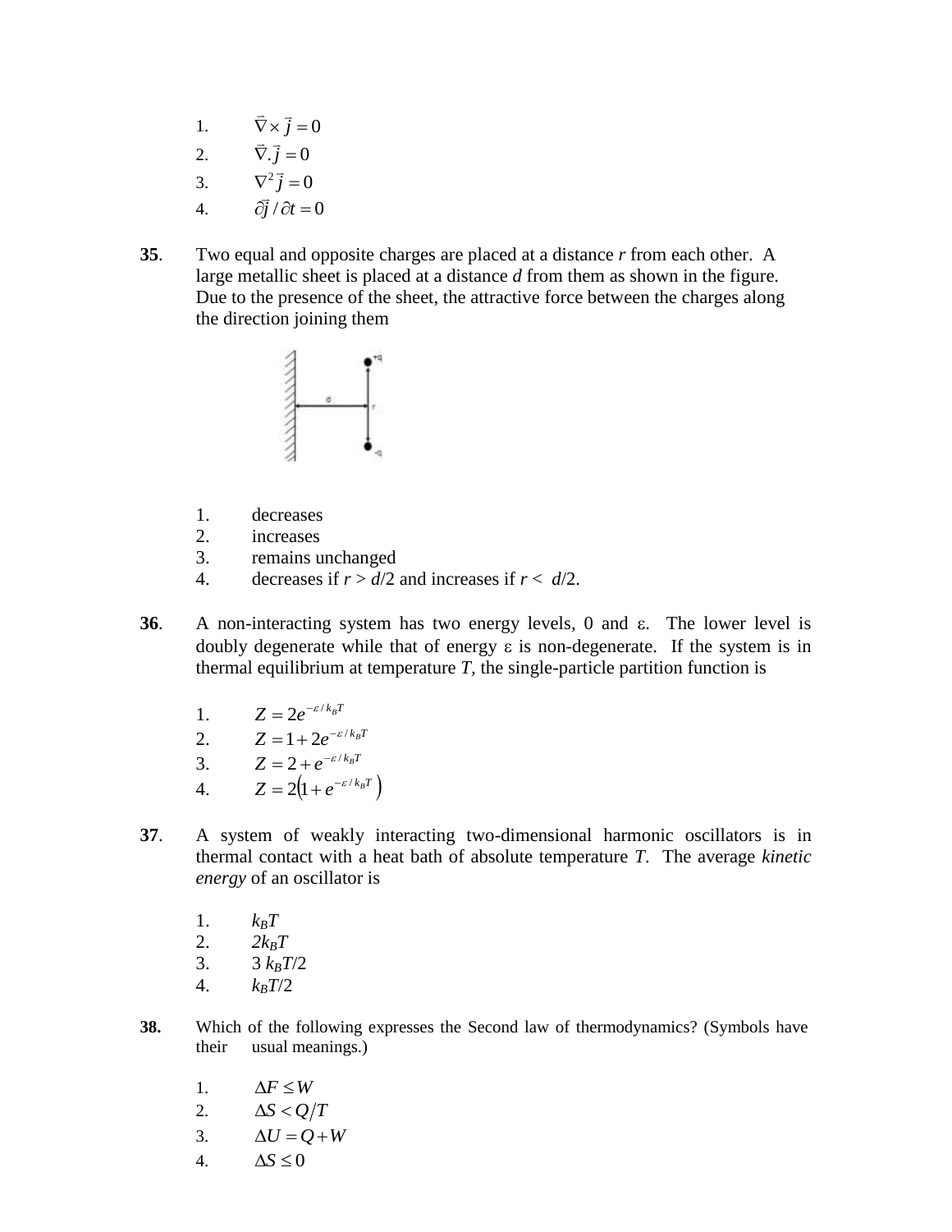1. $\vec{\nabla} \times \vec{j} = 0$
2. $\vec{\nabla} . \vec{j} = 0$
3. $\nabla^2 \vec{j} = 0$
4. $\partial \vec{j} / \partial t = 0$

**35**. Two equal and opposite charges are placed at a distance *r* from each other. A large metallic sheet is placed at a distance *d* from them as shown in the figure. Due to the presence of the sheet, the attractive force between the charges along the direction joining them

1. decreases
2. increases
3. remains unchanged
4. decreases if $r > d/2$ and increases if $r < d/2$.

**36**. A non-interacting system has two energy levels, 0 and ε. The lower level is doubly degenerate while that of energy ε is non-degenerate. If the system is in thermal equilibrium at temperature *T*, the single-particle partition function is

1. $Z = 2e^{-\varepsilon / k_B T}$
2. $Z = 1 + 2e^{-\varepsilon / k_B T}$
3. $Z = 2 + e^{-\varepsilon / k_B T}$
4. $Z = 2\left(1 + e^{-\varepsilon / k_B T}\right)$

**37**. A system of weakly interacting two-dimensional harmonic oscillators is in thermal contact with a heat bath of absolute temperature *T*. The average *kinetic energy* of an oscillator is

1. $k_B T$
2. $2k_B T$
3. $3\,k_B T/2$
4. $k_B T/2$

**38.** Which of the following expresses the Second law of thermodynamics? (Symbols have their usual meanings.)

1. $\Delta F \le W$
2. $\Delta S < Q/T$
3. $\Delta U = Q + W$
4. $\Delta S \le 0$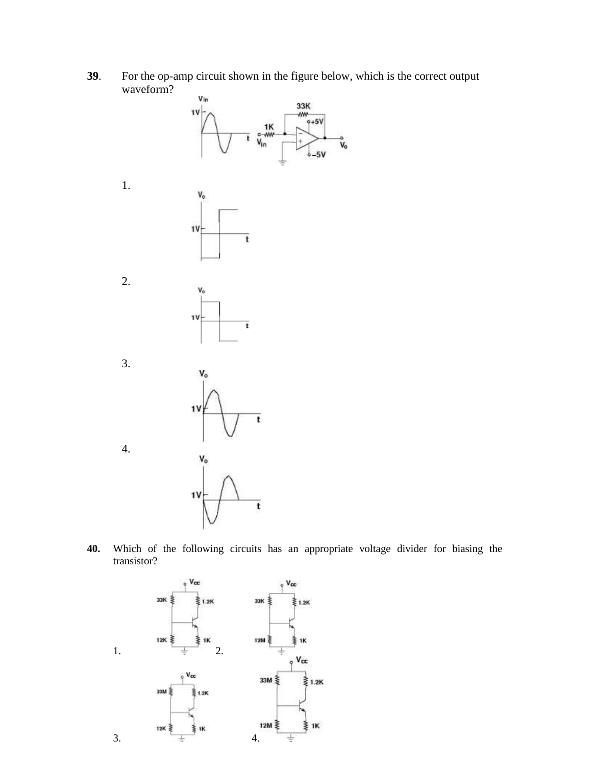**39.** For the op-amp circuit shown in the figure below, which is the correct output waveform?

1.

2.

3.

4.

**40.** Which of the following circuits has an appropriate voltage divider for biasing the transistor?

1.

2.

3.

4.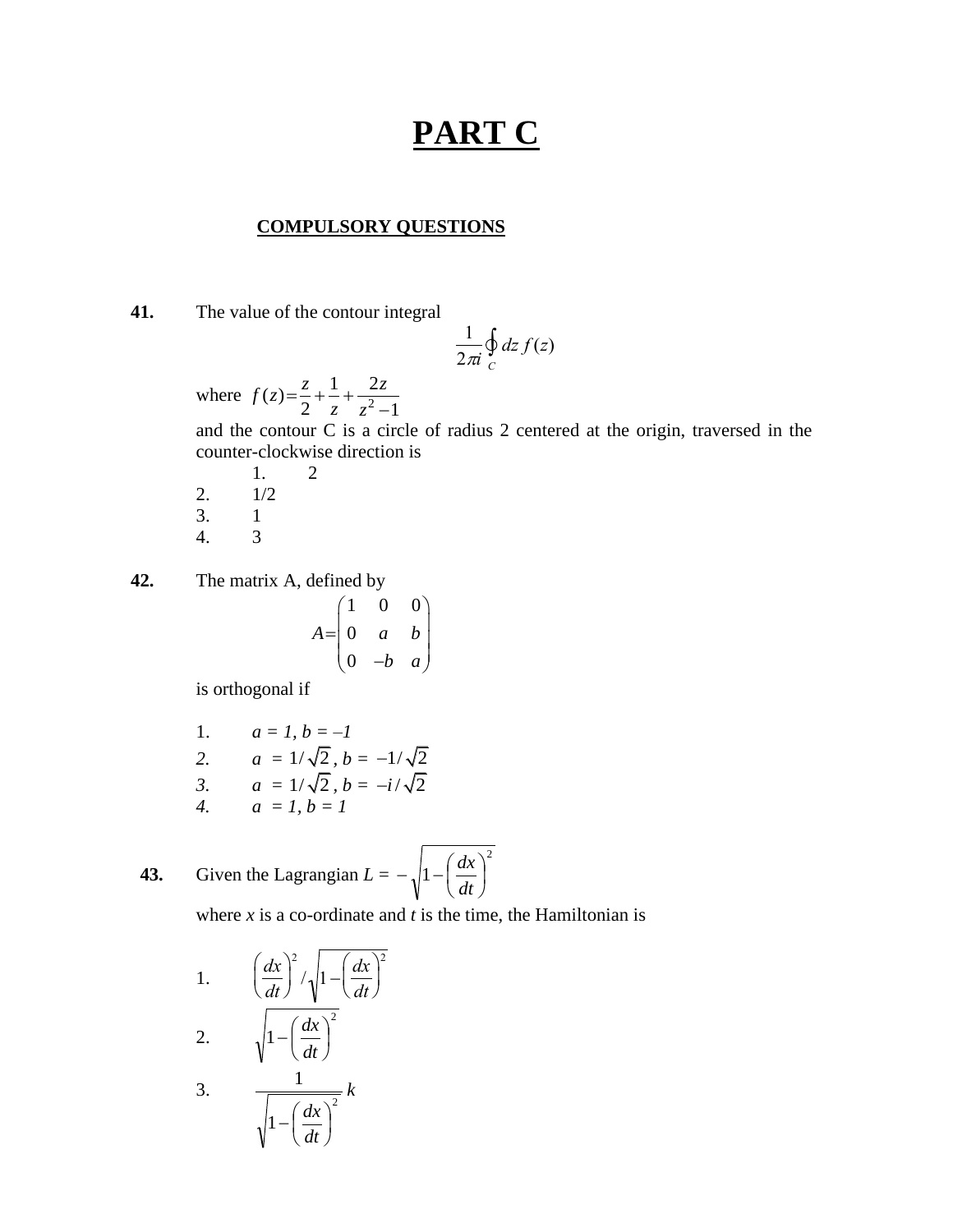# PART C

## COMPULSORY QUESTIONS

**41.** The value of the contour integral

$$\frac{1}{2\pi i}\oint_C dz\, f(z)$$

where $f(z)=\frac{z}{2}+\frac{1}{z}+\frac{2z}{z^2-1}$

and the contour C is a circle of radius 2 centered at the origin, traversed in the counter-clockwise direction is

1. 2
2. 1/2
3. 1
4. 3

**42.** The matrix A, defined by

$$A=\begin{pmatrix} 1 & 0 & 0 \\ 0 & a & b \\ 0 & -b & a \end{pmatrix}$$

is orthogonal if

1. *a = 1, b = –1*
2. $a = 1/\sqrt{2}$, $b = -1/\sqrt{2}$
3. $a = 1/\sqrt{2}$, $b = -i/\sqrt{2}$
4. *a = 1, b = 1*

**43.** Given the Lagrangian $L = -\sqrt{1-\left(\frac{dx}{dt}\right)^2}$

where *x* is a co-ordinate and *t* is the time, the Hamiltonian is

1. $\left(\frac{dx}{dt}\right)^2 / \sqrt{1-\left(\frac{dx}{dt}\right)^2}$
2. $\sqrt{1-\left(\frac{dx}{dt}\right)^2}$
3. $\frac{1}{\sqrt{1-\left(\frac{dx}{dt}\right)^2}}\, k$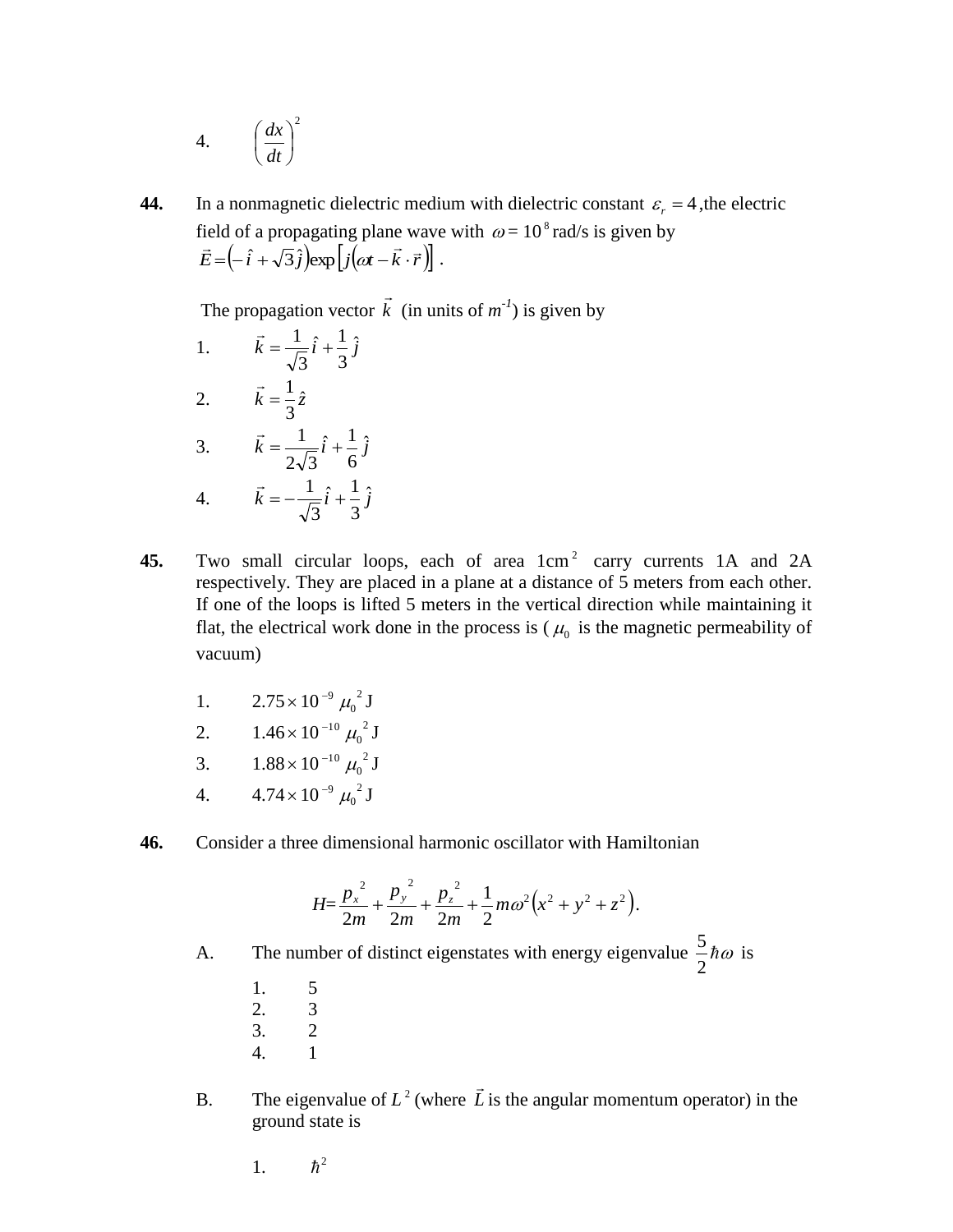4. $\left(\frac{dx}{dt}\right)^2$

**44.** In a nonmagnetic dielectric medium with dielectric constant $\varepsilon_r = 4$, the electric field of a propagating plane wave with $\omega = 10^8$ rad/s is given by $\vec{E} = \left(-\hat{i} + \sqrt{3}\hat{j}\right)\exp\left[j\left(\omega t - \vec{k}\cdot\vec{r}\right)\right]$.

The propagation vector $\vec{k}$ (in units of $m^{-1}$) is given by

1. $\vec{k} = \frac{1}{\sqrt{3}}\hat{i} + \frac{1}{3}\hat{j}$
2. $\vec{k} = \frac{1}{3}\hat{z}$
3. $\vec{k} = \frac{1}{2\sqrt{3}}\hat{i} + \frac{1}{6}\hat{j}$
4. $\vec{k} = -\frac{1}{\sqrt{3}}\hat{i} + \frac{1}{3}\hat{j}$

**45.** Two small circular loops, each of area $1\text{cm}^2$ carry currents 1A and 2A respectively. They are placed in a plane at a distance of 5 meters from each other. If one of the loops is lifted 5 meters in the vertical direction while maintaining it flat, the electrical work done in the process is ($\mu_0$ is the magnetic permeability of vacuum)

1. $2.75\times 10^{-9}\ \mu_0^{\ 2}$ J
2. $1.46\times 10^{-10}\ \mu_0^{\ 2}$ J
3. $1.88\times 10^{-10}\ \mu_0^{\ 2}$ J
4. $4.74\times 10^{-9}\ \mu_0^{\ 2}$ J

**46.** Consider a three dimensional harmonic oscillator with Hamiltonian

$$H = \frac{p_x^{\ 2}}{2m} + \frac{p_y^{\ 2}}{2m} + \frac{p_z^{\ 2}}{2m} + \frac{1}{2}m\omega^2\left(x^2 + y^2 + z^2\right).$$

A. The number of distinct eigenstates with energy eigenvalue $\frac{5}{2}\hbar\omega$ is

1. 5
2. 3
3. 2
4. 1

B. The eigenvalue of $L^2$ (where $\vec{L}$ is the angular momentum operator) in the ground state is

1. $\hbar^2$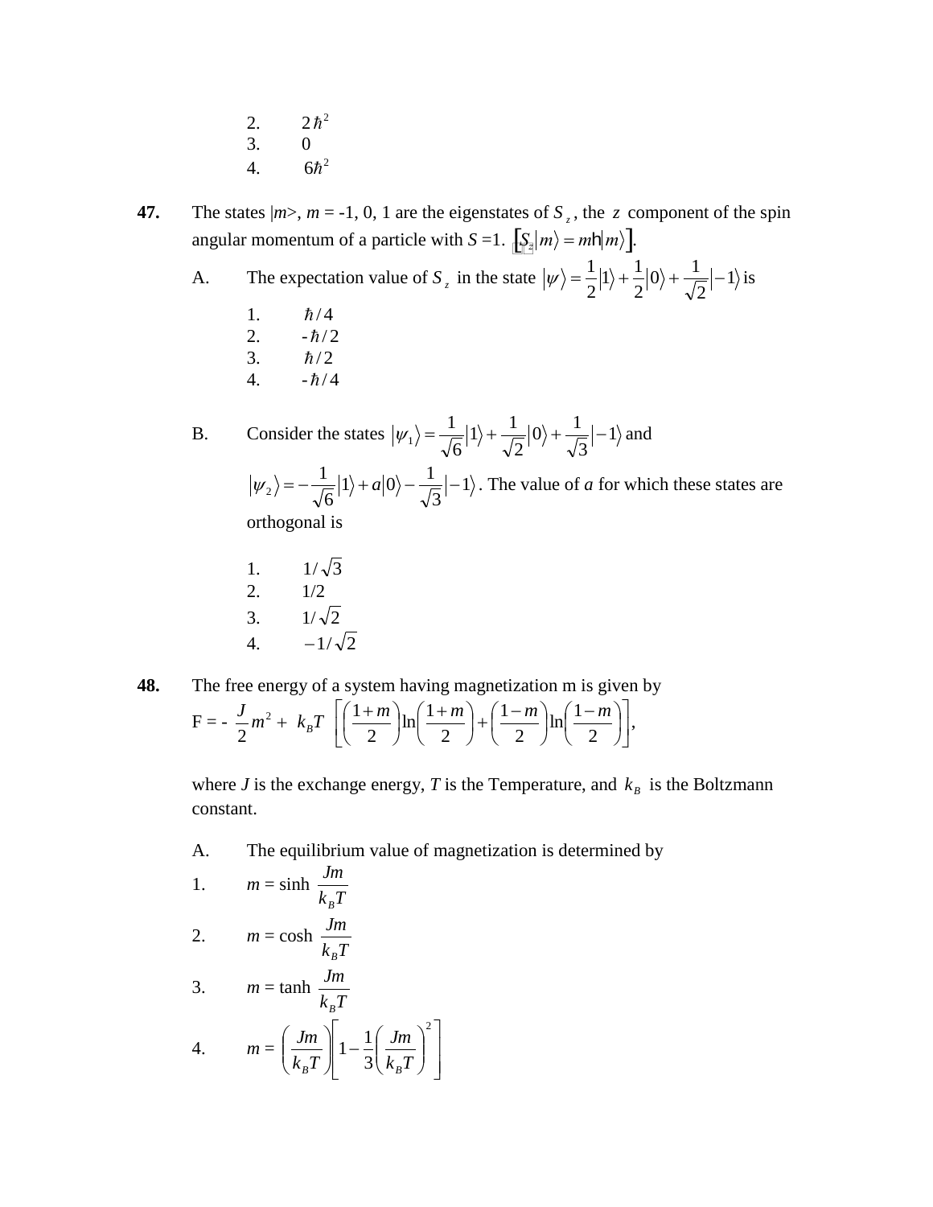2. $2\hbar^2$
3. 0
4. $6\hbar^2$

**47.** The states $|m\rangle$, $m$ = -1, 0, 1 are the eigenstates of $S_z$, the $z$ component of the spin angular momentum of a particle with $S$ =1. $\left[S_z|m\rangle = m\hbar|m\rangle\right]$.

A. The expectation value of $S_z$ in the state $|\psi\rangle = \frac{1}{2}|1\rangle + \frac{1}{2}|0\rangle + \frac{1}{\sqrt{2}}|-1\rangle$ is

1. $\hbar/4$
2. $-\hbar/2$
3. $\hbar/2$
4. $-\hbar/4$

B. Consider the states $|\psi_1\rangle = \frac{1}{\sqrt{6}}|1\rangle + \frac{1}{\sqrt{2}}|0\rangle + \frac{1}{\sqrt{3}}|-1\rangle$ and $|\psi_2\rangle = -\frac{1}{\sqrt{6}}|1\rangle + a|0\rangle - \frac{1}{\sqrt{3}}|-1\rangle$. The value of $a$ for which these states are orthogonal is

1. $1/\sqrt{3}$
2. $1/2$
3. $1/\sqrt{2}$
4. $-1/\sqrt{2}$

**48.** The free energy of a system having magnetization m is given by

$$F = -\frac{J}{2}m^2 + k_B T\left[\left(\frac{1+m}{2}\right)\ln\left(\frac{1+m}{2}\right) + \left(\frac{1-m}{2}\right)\ln\left(\frac{1-m}{2}\right)\right],$$

where $J$ is the exchange energy, $T$ is the Temperature, and $k_B$ is the Boltzmann constant.

A. The equilibrium value of magnetization is determined by

1. $m = \sinh\frac{Jm}{k_B T}$
2. $m = \cosh\frac{Jm}{k_B T}$
3. $m = \tanh\frac{Jm}{k_B T}$
4. $m = \left(\frac{Jm}{k_B T}\right)\left[1 - \frac{1}{3}\left(\frac{Jm}{k_B T}\right)^2\right]$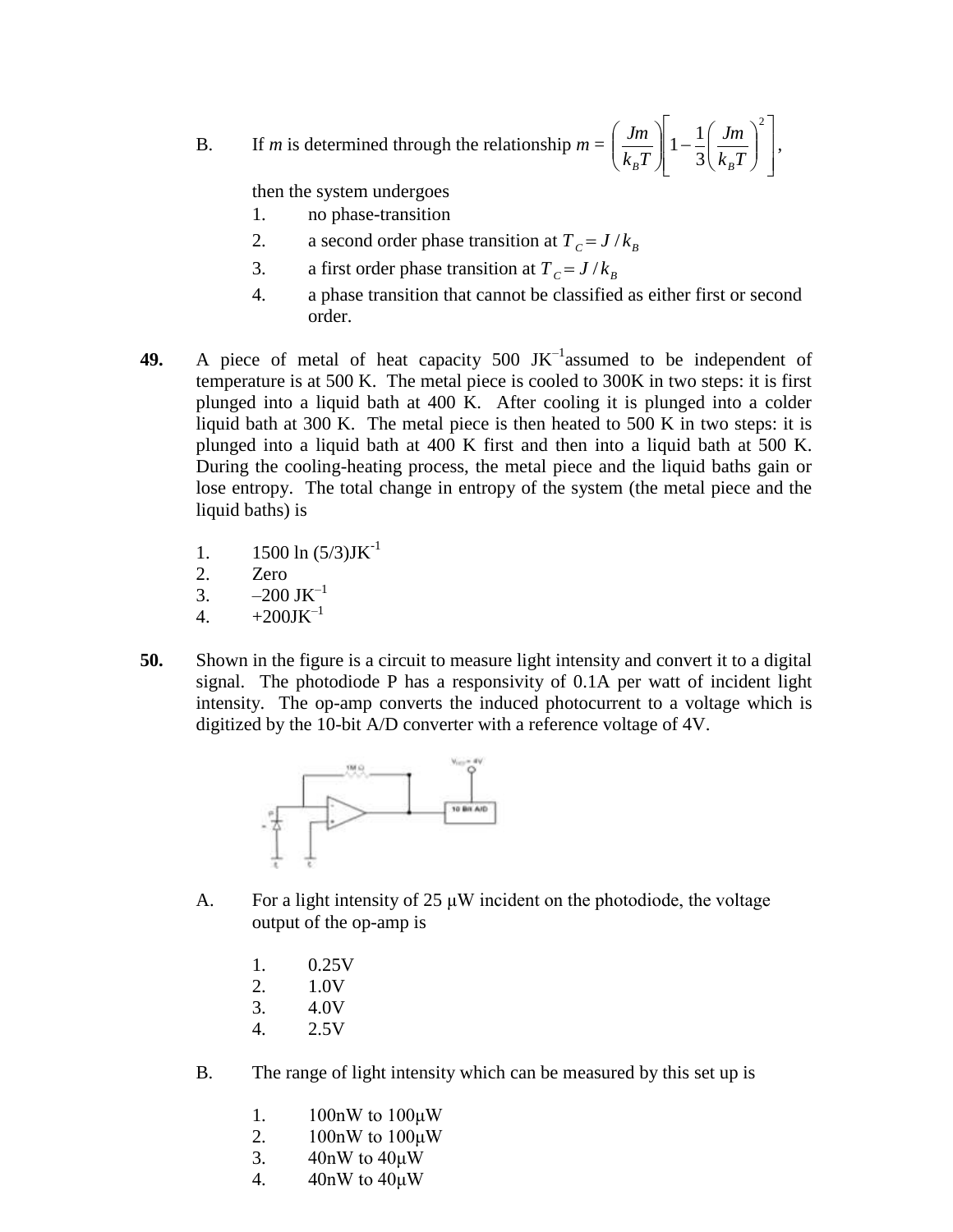B. If $m$ is determined through the relationship $m = \left(\frac{Jm}{k_B T}\right)\left[1 - \frac{1}{3}\left(\frac{Jm}{k_B T}\right)^2\right]$,

then the system undergoes

1. no phase-transition
2. a second order phase transition at $T_C = J / k_B$
3. a first order phase transition at $T_C = J / k_B$
4. a phase transition that cannot be classified as either first or second order.

**49.** A piece of metal of heat capacity 500 $JK^{-1}$assumed to be independent of temperature is at 500 K. The metal piece is cooled to 300K in two steps: it is first plunged into a liquid bath at 400 K. After cooling it is plunged into a colder liquid bath at 300 K. The metal piece is then heated to 500 K in two steps: it is plunged into a liquid bath at 400 K first and then into a liquid bath at 500 K. During the cooling-heating process, the metal piece and the liquid baths gain or lose entropy. The total change in entropy of the system (the metal piece and the liquid baths) is

1. 1500 ln (5/3)$JK^{-1}$
2. Zero
3. –200 $JK^{-1}$
4. +200$JK^{-1}$

**50.** Shown in the figure is a circuit to measure light intensity and convert it to a digital signal. The photodiode P has a responsivity of 0.1A per watt of incident light intensity. The op-amp converts the induced photocurrent to a voltage which is digitized by the 10-bit A/D converter with a reference voltage of 4V.

A. For a light intensity of 25 μW incident on the photodiode, the voltage output of the op-amp is

1. 0.25V
2. 1.0V
3. 4.0V
4. 2.5V

B. The range of light intensity which can be measured by this set up is

1. 100nW to 100μW
2. 100nW to 100μW
3. 40nW to 40μW
4. 40nW to 40μW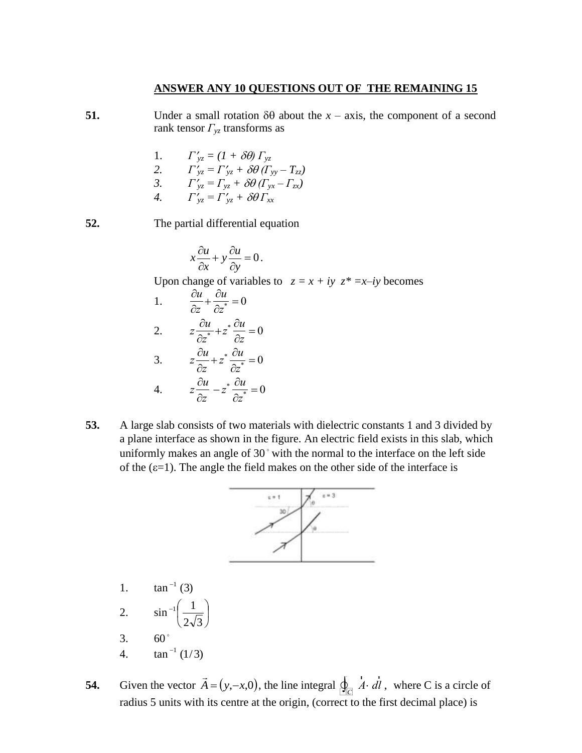**ANSWER ANY 10 QUESTIONS OUT OF THE REMAINING 15**

**51.** Under a small rotation $\delta\theta$ about the $x$ – axis, the component of a second rank tensor $\Gamma_{yz}$ transforms as

1. $\Gamma'_{yz} = (1 + \delta\theta)\,\Gamma_{yz}$
2. $\Gamma'_{yz} = \Gamma'_{yz} + \delta\theta\,(\Gamma_{yy} - T_{zz})$
3. $\Gamma'_{yz} = \Gamma_{yz} + \delta\theta\,(\Gamma_{yx} - \Gamma_{zx})$
4. $\Gamma'_{yz} = \Gamma'_{yz} + \delta\theta\,\Gamma_{xx}$

**52.** The partial differential equation

$$x\frac{\partial u}{\partial x} + y\frac{\partial u}{\partial y} = 0.$$

Upon change of variables to $z = x + iy$ $z^* = x - iy$ becomes

1. $\dfrac{\partial u}{\partial z} + \dfrac{\partial u}{\partial z^*} = 0$
2. $z\dfrac{\partial u}{\partial z^*} + z^*\dfrac{\partial u}{\partial z} = 0$
3. $z\dfrac{\partial u}{\partial z} + z^*\dfrac{\partial u}{\partial z^*} = 0$
4. $z\dfrac{\partial u}{\partial z} - z^*\dfrac{\partial u}{\partial z^*} = 0$

**53.** A large slab consists of two materials with dielectric constants 1 and 3 divided by a plane interface as shown in the figure. An electric field exists in this slab, which uniformly makes an angle of 30° with the normal to the interface on the left side of the ($\varepsilon$=1). The angle the field makes on the other side of the interface is

1. $\tan^{-1}(3)$
2. $\sin^{-1}\left(\dfrac{1}{2\sqrt{3}}\right)$
3. $60^\circ$
4. $\tan^{-1}(1/3)$

**54.** Given the vector $\vec{A} = (y, -x, 0)$, the line integral $\oint_C \vec{A}\cdot d\vec{l}$, where C is a circle of radius 5 units with its centre at the origin, (correct to the first decimal place) is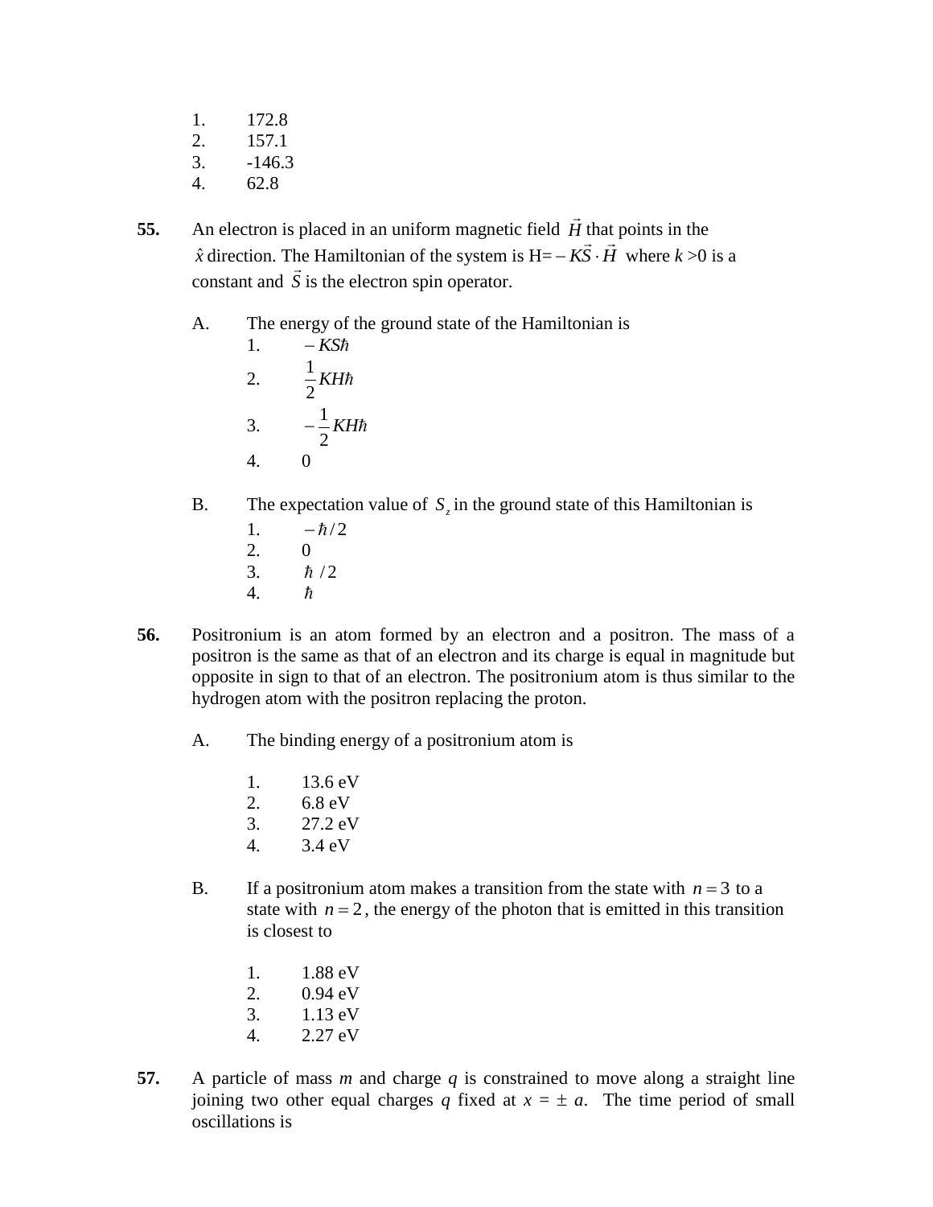1. 172.8
2. 157.1
3. -146.3
4. 62.8

**55.** An electron is placed in an uniform magnetic field $\vec{H}$ that points in the $\hat{x}$ direction. The Hamiltonian of the system is H= $-K\vec{S}\cdot\vec{H}$ where *k* >0 is a constant and $\vec{S}$ is the electron spin operator.

A. The energy of the ground state of the Hamiltonian is

1. $-KS\hbar$
2. $\frac{1}{2}KH\hbar$
3. $-\frac{1}{2}KH\hbar$
4. 0

B. The expectation value of $S_z$ in the ground state of this Hamiltonian is

1. $-\hbar/2$
2. 0
3. $\hbar\ /2$
4. $\hbar$

**56.** Positronium is an atom formed by an electron and a positron. The mass of a positron is the same as that of an electron and its charge is equal in magnitude but opposite in sign to that of an electron. The positronium atom is thus similar to the hydrogen atom with the positron replacing the proton.

A. The binding energy of a positronium atom is

1. 13.6 eV
2. 6.8 eV
3. 27.2 eV
4. 3.4 eV

B. If a positronium atom makes a transition from the state with $n = 3$ to a state with $n = 2$, the energy of the photon that is emitted in this transition is closest to

1. 1.88 eV
2. 0.94 eV
3. 1.13 eV
4. 2.27 eV

**57.** A particle of mass *m* and charge *q* is constrained to move along a straight line joining two other equal charges *q* fixed at *x* = ± *a*. The time period of small oscillations is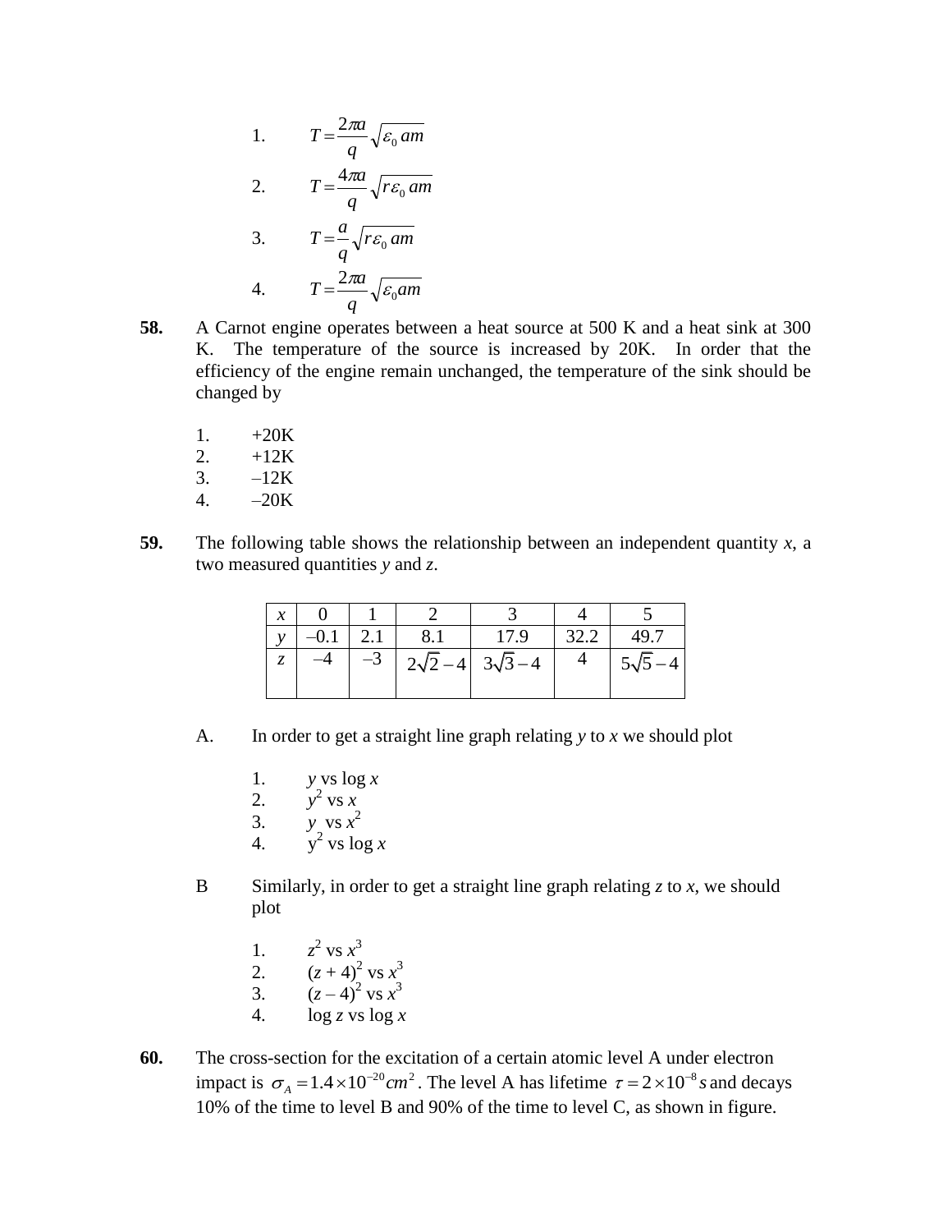1. $T = \dfrac{2\pi a}{q}\sqrt{\varepsilon_0\, am}$
2. $T = \dfrac{4\pi a}{q}\sqrt{r\varepsilon_0\, am}$
3. $T = \dfrac{a}{q}\sqrt{r\varepsilon_0\, am}$
4. $T = \dfrac{2\pi a}{q}\sqrt{\varepsilon_0 am}$

**58.** A Carnot engine operates between a heat source at 500 K and a heat sink at 300 K. The temperature of the source is increased by 20K. In order that the efficiency of the engine remain unchanged, the temperature of the sink should be changed by

1. +20K
2. +12K
3. –12K
4. –20K

**59.** The following table shows the relationship between an independent quantity *x*, a two measured quantities *y* and *z*.

| $x$ | 0 | 1 | 2 | 3 | 4 | 5 |
|---|---|---|---|---|---|---|
| $y$ | –0.1 | 2.1 | 8.1 | 17.9 | 32.2 | 49.7 |
| $z$ | –4 | –3 | $2\sqrt{2}-4$ | $3\sqrt{3}-4$ | 4 | $5\sqrt{5}-4$ |

A. In order to get a straight line graph relating *y* to *x* we should plot

1. $y$ vs $\log x$
2. $y^2$ vs $x$
3. $y$ vs $x^2$
4. $y^2$ vs $\log x$

B Similarly, in order to get a straight line graph relating *z* to *x*, we should plot

1. $z^2$ vs $x^3$
2. $(z + 4)^2$ vs $x^3$
3. $(z - 4)^2$ vs $x^3$
4. $\log z$ vs $\log x$

**60.** The cross-section for the excitation of a certain atomic level A under electron impact is $\sigma_A = 1.4 \times 10^{-20} cm^2$. The level A has lifetime $\tau = 2 \times 10^{-8} s$ and decays 10% of the time to level B and 90% of the time to level C, as shown in figure.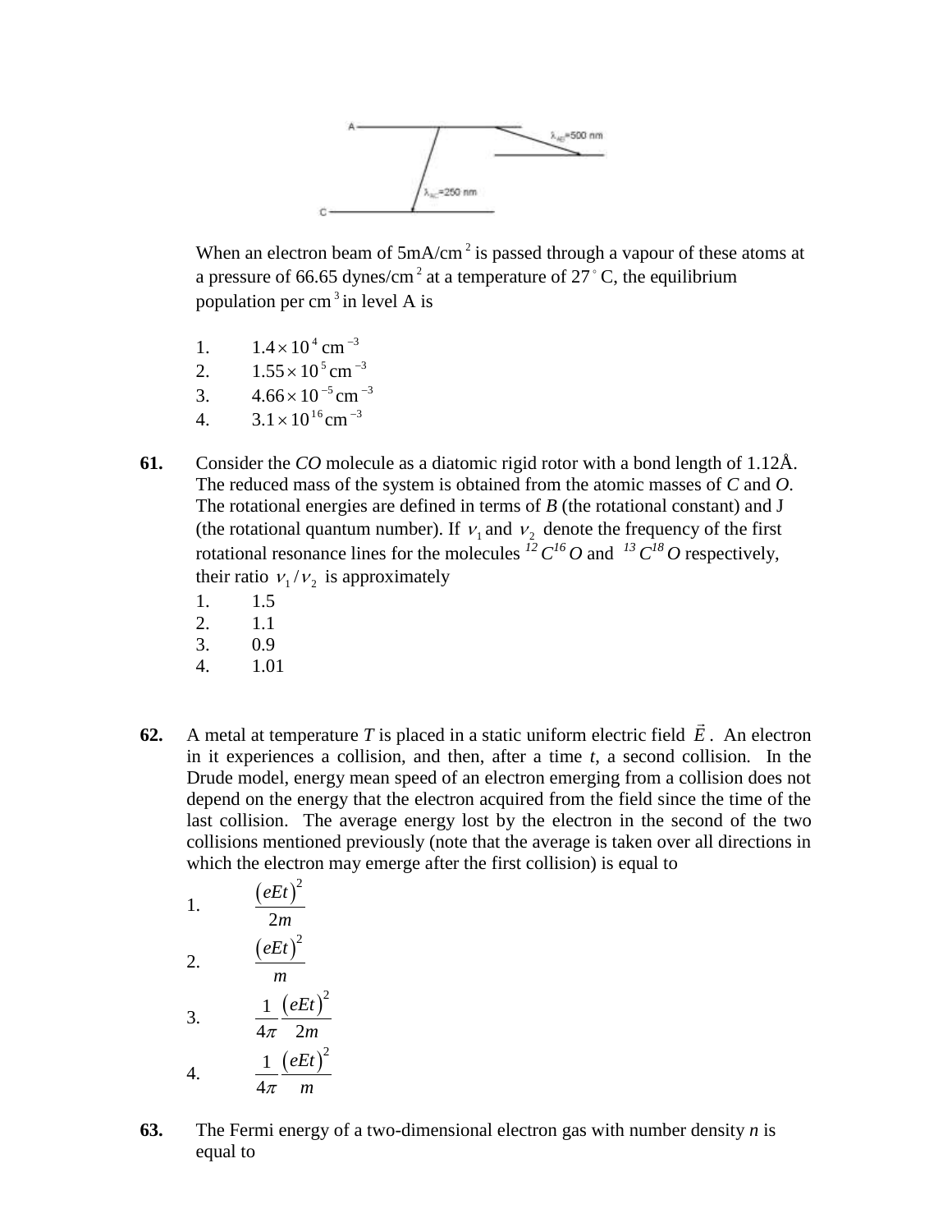When an electron beam of 5mA/cm$^2$ is passed through a vapour of these atoms at a pressure of 66.65 dynes/cm$^2$ at a temperature of 27$^\circ$ C, the equilibrium population per cm$^3$ in level A is

1. $1.4\times10^{4}$ cm$^{-3}$
2. $1.55\times10^{5}$ cm$^{-3}$
3. $4.66\times10^{-5}$ cm$^{-3}$
4. $3.1\times10^{16}$ cm$^{-3}$

**61.** Consider the *CO* molecule as a diatomic rigid rotor with a bond length of 1.12Å. The reduced mass of the system is obtained from the atomic masses of *C* and *O*. The rotational energies are defined in terms of *B* (the rotational constant) and J (the rotational quantum number). If $\nu_1$ and $\nu_2$ denote the frequency of the first rotational resonance lines for the molecules ${}^{12}C^{16}O$ and ${}^{13}C^{18}O$ respectively, their ratio $\nu_1/\nu_2$ is approximately

1. 1.5
2. 1.1
3. 0.9
4. 1.01

**62.** A metal at temperature *T* is placed in a static uniform electric field $\vec{E}$. An electron in it experiences a collision, and then, after a time *t*, a second collision. In the Drude model, energy mean speed of an electron emerging from a collision does not depend on the energy that the electron acquired from the field since the time of the last collision. The average energy lost by the electron in the second of the two collisions mentioned previously (note that the average is taken over all directions in which the electron may emerge after the first collision) is equal to

1. $\dfrac{(eEt)^2}{2m}$
2. $\dfrac{(eEt)^2}{m}$
3. $\dfrac{1}{4\pi}\dfrac{(eEt)^2}{2m}$
4. $\dfrac{1}{4\pi}\dfrac{(eEt)^2}{m}$

**63.** The Fermi energy of a two-dimensional electron gas with number density *n* is equal to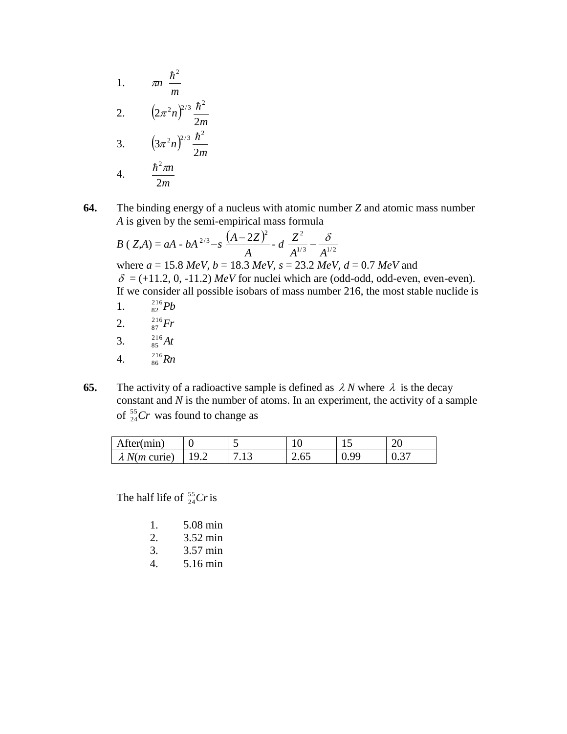1. $\pi n \dfrac{\hbar^2}{m}$
2. $\left(2\pi^2 n\right)^{2/3} \dfrac{\hbar^2}{2m}$
3. $\left(3\pi^2 n\right)^{2/3} \dfrac{\hbar^2}{2m}$
4. $\dfrac{\hbar^2 \pi n}{2m}$

**64.** The binding energy of a nucleus with atomic number $Z$ and atomic mass number $A$ is given by the semi-empirical mass formula

$$B\,(Z,A) = aA - bA^{2/3} - s\,\frac{(A-2Z)^2}{A} - d\,\frac{Z^2}{A^{1/3}} - \frac{\delta}{A^{1/2}}$$

where $a$ = 15.8 *MeV*, $b$ = 18.3 *MeV*, $s$ = 23.2 *MeV*, $d$ = 0.7 *MeV* and $\delta$ = (+11.2, 0, -11.2) *MeV* for nuclei which are (odd-odd, odd-even, even-even). If we consider all possible isobars of mass number 216, the most stable nuclide is

1. ${}^{216}_{82}Pb$
2. ${}^{216}_{87}Fr$
3. ${}^{216}_{85}At$
4. ${}^{216}_{86}Rn$

**65.** The activity of a radioactive sample is defined as $\lambda N$ where $\lambda$ is the decay constant and $N$ is the number of atoms. In an experiment, the activity of a sample of ${}^{55}_{24}Cr$ was found to change as

| After(min) | 0 | 5 | 10 | 15 | 20 |
|---|---|---|---|---|---|
| $\lambda N$($m$ curie) | 19.2 | 7.13 | 2.65 | 0.99 | 0.37 |

The half life of ${}^{55}_{24}Cr$ is

1. 5.08 min
2. 3.52 min
3. 3.57 min
4. 5.16 min